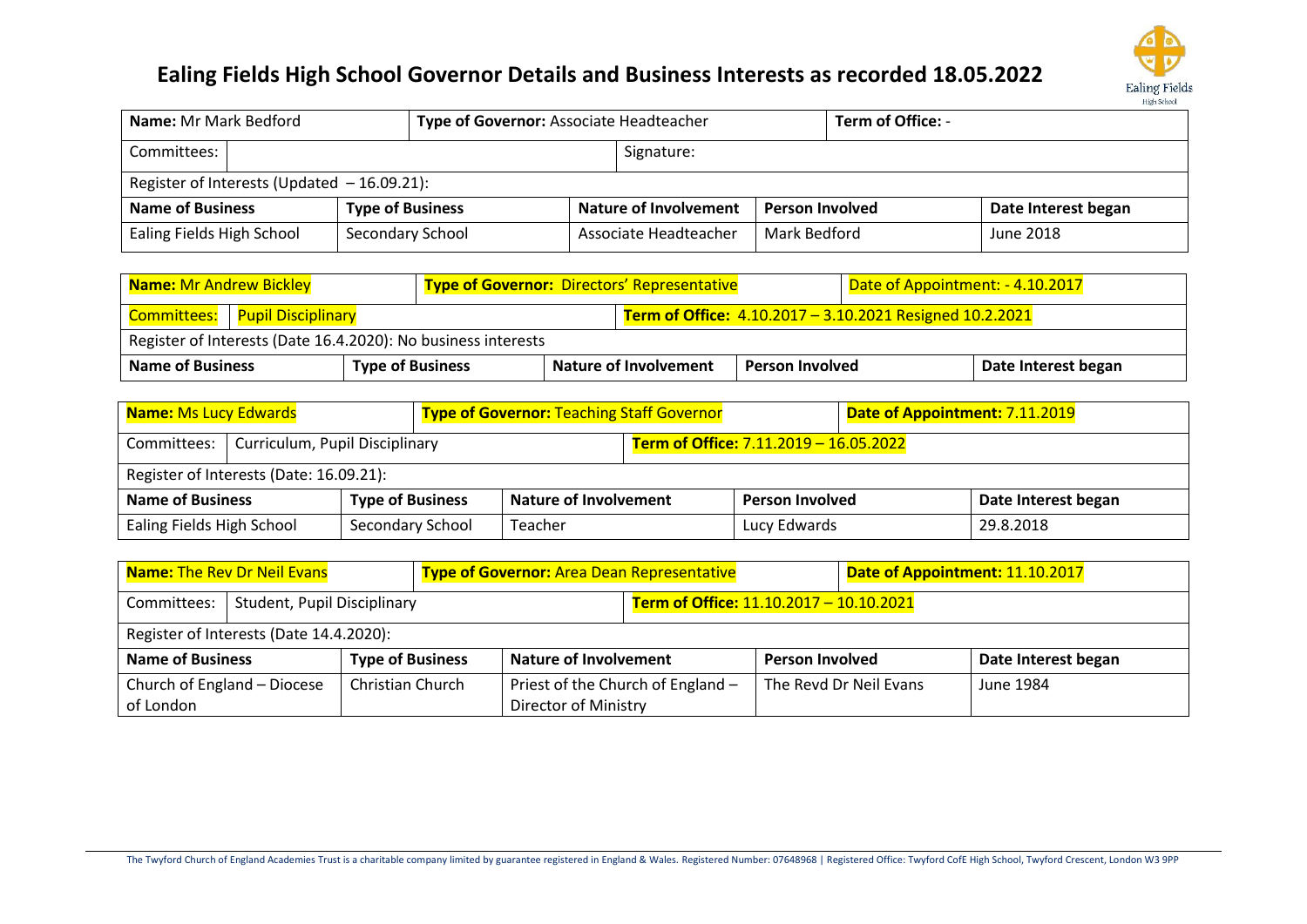# Ealing Fields High School Governor Details and Business Interests as recorded 18.05.2022

| **Name:** Mr Mark Bedford | | **Type of Governor:** Associate Headteacher | | **Term of Office:** - |
|---|---|---|---|---|
| Committees: | | Signature: | | |
| Register of Interests (Updated – 16.09.21): | | | | |
| **Name of Business** | **Type of Business** | **Nature of Involvement** | **Person Involved** | **Date Interest began** |
| Ealing Fields High School | Secondary School | Associate Headteacher | Mark Bedford | June 2018 |

| **Name:** Mr Andrew Bickley | | **Type of Governor:** Directors' Representative | | **Date of Appointment:** - 4.10.2017 |
|---|---|---|---|---|
| Committees: Pupil Disciplinary | | **Term of Office:** 4.10.2017 – 3.10.2021 Resigned 10.2.2021 | | |
| Register of Interests (Date 16.4.2020): No business interests | | | | |
| **Name of Business** | **Type of Business** | **Nature of Involvement** | **Person Involved** | **Date Interest began** |

| **Name:** Ms Lucy Edwards | | **Type of Governor:** Teaching Staff Governor | | **Date of Appointment:** 7.11.2019 |
|---|---|---|---|---|
| Committees: Curriculum, Pupil Disciplinary | | **Term of Office:** 7.11.2019 – 16.05.2022 | | |
| Register of Interests (Date: 16.09.21): | | | | |
| **Name of Business** | **Type of Business** | **Nature of Involvement** | **Person Involved** | **Date Interest began** |
| Ealing Fields High School | Secondary School | Teacher | Lucy Edwards | 29.8.2018 |

| **Name:** The Rev Dr Neil Evans | | **Type of Governor:** Area Dean Representative | | **Date of Appointment:** 11.10.2017 |
|---|---|---|---|---|
| Committees: Student, Pupil Disciplinary | | **Term of Office:** 11.10.2017 – 10.10.2021 | | |
| Register of Interests (Date 14.4.2020): | | | | |
| **Name of Business** | **Type of Business** | **Nature of Involvement** | **Person Involved** | **Date Interest began** |
| Church of England – Diocese of London | Christian Church | Priest of the Church of England – Director of Ministry | The Revd Dr Neil Evans | June 1984 |

The Twyford Church of England Academies Trust is a charitable company limited by guarantee registered in England & Wales. Registered Number: 07648968 | Registered Office: Twyford CofE High School, Twyford Crescent, London W3 9PP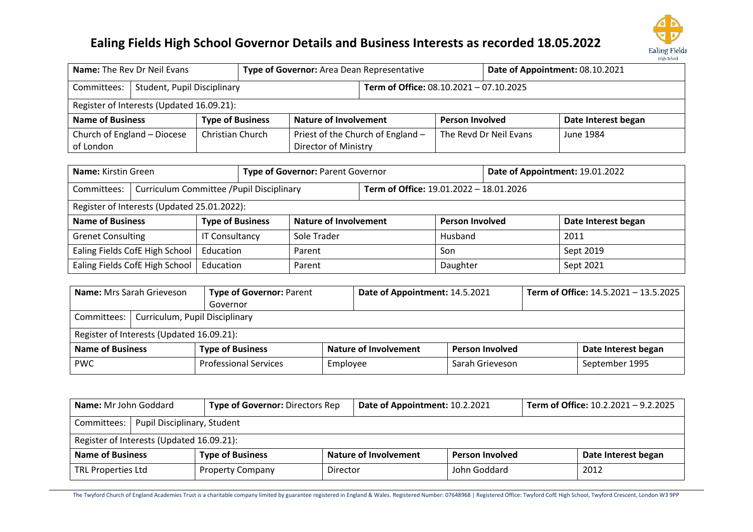# Ealing Fields High School Governor Details and Business Interests as recorded 18.05.2022

| **Name:** The Rev Dr Neil Evans | | **Type of Governor:** Area Dean Representative | | **Date of Appointment:** 08.10.2021 |
|---|---|---|---|---|
| Committees: Student, Pupil Disciplinary | | | **Term of Office:** 08.10.2021 – 07.10.2025 | |
| Register of Interests (Updated 16.09.21): | | | | |
| **Name of Business** | **Type of Business** | **Nature of Involvement** | **Person Involved** | **Date Interest began** |
| Church of England – Diocese of London | Christian Church | Priest of the Church of England – Director of Ministry | The Revd Dr Neil Evans | June 1984 |

| **Name:** Kirstin Green | | **Type of Governor:** Parent Governor | | **Date of Appointment:** 19.01.2022 |
|---|---|---|---|---|
| Committees: Curriculum Committee /Pupil Disciplinary | | | **Term of Office:** 19.01.2022 – 18.01.2026 | |
| Register of Interests (Updated 25.01.2022): | | | | |
| **Name of Business** | **Type of Business** | **Nature of Involvement** | **Person Involved** | **Date Interest began** |
| Grenet Consulting | IT Consultancy | Sole Trader | Husband | 2011 |
| Ealing Fields CofE High School | Education | Parent | Son | Sept 2019 |
| Ealing Fields CofE High School | Education | Parent | Daughter | Sept 2021 |

| **Name:** Mrs Sarah Grieveson | **Type of Governor:** Parent Governor | **Date of Appointment:** 14.5.2021 | | **Term of Office:** 14.5.2021 – 13.5.2025 |
|---|---|---|---|---|
| Committees: Curriculum, Pupil Disciplinary | | | | |
| Register of Interests (Updated 16.09.21): | | | | |
| **Name of Business** | **Type of Business** | **Nature of Involvement** | **Person Involved** | **Date Interest began** |
| PWC | Professional Services | Employee | Sarah Grieveson | September 1995 |

| **Name:** Mr John Goddard | **Type of Governor:** Directors Rep | **Date of Appointment:** 10.2.2021 | | **Term of Office:** 10.2.2021 – 9.2.2025 |
|---|---|---|---|---|
| Committees: Pupil Disciplinary, Student | | | | |
| Register of Interests (Updated 16.09.21): | | | | |
| **Name of Business** | **Type of Business** | **Nature of Involvement** | **Person Involved** | **Date Interest began** |
| TRL Properties Ltd | Property Company | Director | John Goddard | 2012 |

The Twyford Church of England Academies Trust is a charitable company limited by guarantee registered in England & Wales. Registered Number: 07648968 | Registered Office: Twyford CofE High School, Twyford Crescent, London W3 9PP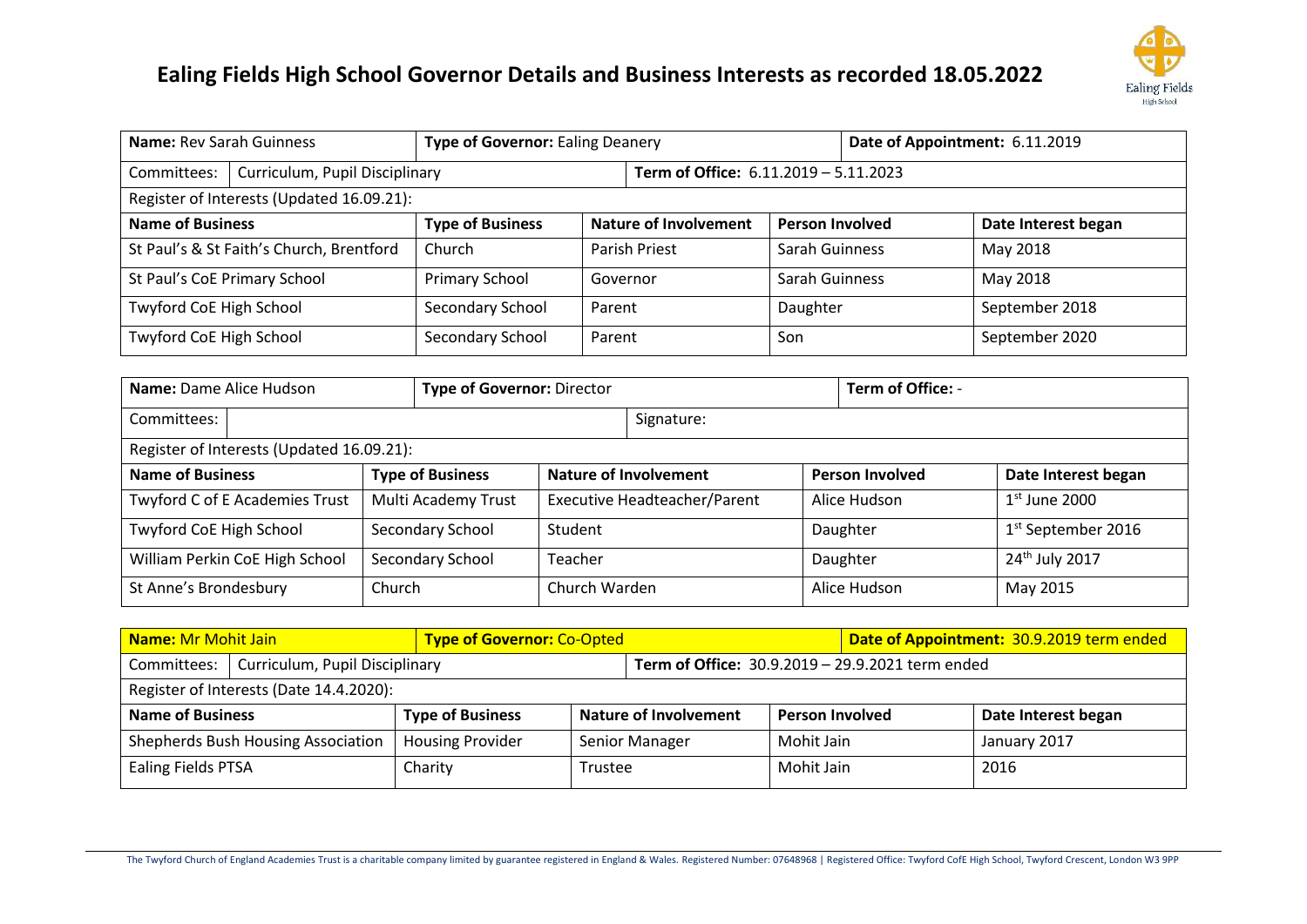# Ealing Fields High School Governor Details and Business Interests as recorded 18.05.2022

| **Name:** Rev Sarah Guinness | | **Type of Governor:** Ealing Deanery | | | **Date of Appointment:** 6.11.2019 |
|---|---|---|---|---|---|
| Committees: | Curriculum, Pupil Disciplinary | | **Term of Office:** 6.11.2019 – 5.11.2023 | | |
| Register of Interests (Updated 16.09.21): | | | | | |
| **Name of Business** | | **Type of Business** | **Nature of Involvement** | **Person Involved** | **Date Interest began** |
| St Paul's & St Faith's Church, Brentford | | Church | Parish Priest | Sarah Guinness | May 2018 |
| St Paul's CoE Primary School | | Primary School | Governor | Sarah Guinness | May 2018 |
| Twyford CoE High School | | Secondary School | Parent | Daughter | September 2018 |
| Twyford CoE High School | | Secondary School | Parent | Son | September 2020 |

| **Name:** Dame Alice Hudson | | **Type of Governor:** Director | | | **Term of Office:** - |
|---|---|---|---|---|---|
| Committees: | | | Signature: | | |
| Register of Interests (Updated 16.09.21): | | | | | |
| **Name of Business** | | **Type of Business** | **Nature of Involvement** | **Person Involved** | **Date Interest began** |
| Twyford C of E Academies Trust | | Multi Academy Trust | Executive Headteacher/Parent | Alice Hudson | 1st June 2000 |
| Twyford CoE High School | | Secondary School | Student | Daughter | 1st September 2016 |
| William Perkin CoE High School | | Secondary School | Teacher | Daughter | 24th July 2017 |
| St Anne's Brondesbury | | Church | Church Warden | Alice Hudson | May 2015 |

| **Name:** Mr Mohit Jain | | **Type of Governor:** Co-Opted | | | **Date of Appointment:** 30.9.2019 term ended |
|---|---|---|---|---|---|
| Committees: | Curriculum, Pupil Disciplinary | | **Term of Office:** 30.9.2019 – 29.9.2021 term ended | | |
| Register of Interests (Date 14.4.2020): | | | | | |
| **Name of Business** | | **Type of Business** | **Nature of Involvement** | **Person Involved** | **Date Interest began** |
| Shepherds Bush Housing Association | | Housing Provider | Senior Manager | Mohit Jain | January 2017 |
| Ealing Fields PTSA | | Charity | Trustee | Mohit Jain | 2016 |

The Twyford Church of England Academies Trust is a charitable company limited by guarantee registered in England & Wales. Registered Number: 07648968 | Registered Office: Twyford CofE High School, Twyford Crescent, London W3 9PP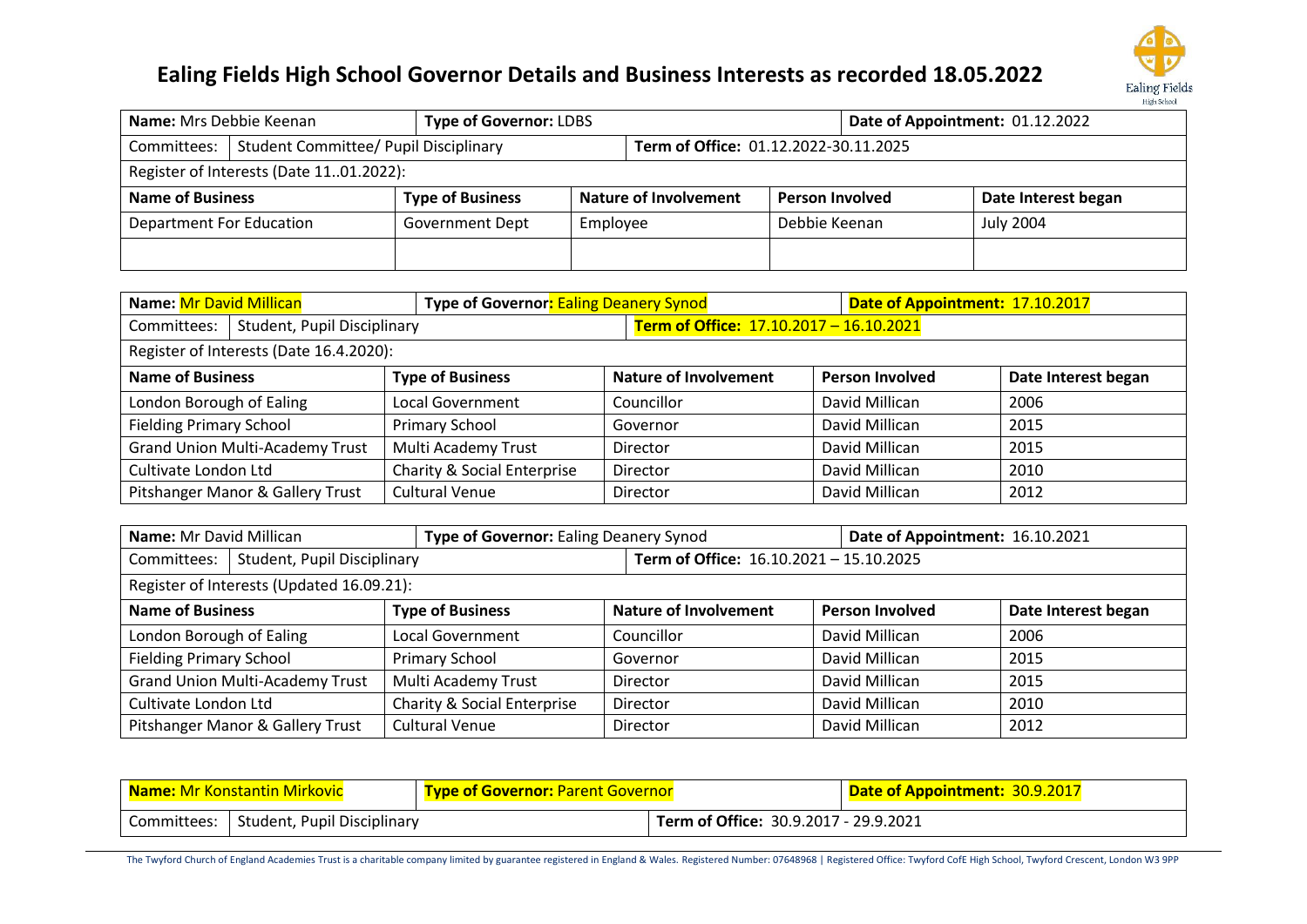# Ealing Fields High School Governor Details and Business Interests as recorded 18.05.2022

| **Name:** Mrs Debbie Keenan | **Type of Governor:** LDBS | | **Date of Appointment:** 01.12.2022 | |
|---|---|---|---|---|
| Committees: Student Committee/ Pupil Disciplinary | | **Term of Office:** 01.12.2022-30.11.2025 | | |
| Register of Interests (Date 11..01.2022): | | | | |
| **Name of Business** | **Type of Business** | **Nature of Involvement** | **Person Involved** | **Date Interest began** |
| Department For Education | Government Dept | Employee | Debbie Keenan | July 2004 |
| | | | | |

| **Name:** Mr David Millican | **Type of Governor:** Ealing Deanery Synod | | **Date of Appointment:** 17.10.2017 | |
|---|---|---|---|---|
| Committees: Student, Pupil Disciplinary | | **Term of Office:** 17.10.2017 – 16.10.2021 | | |
| Register of Interests (Date 16.4.2020): | | | | |
| **Name of Business** | **Type of Business** | **Nature of Involvement** | **Person Involved** | **Date Interest began** |
| London Borough of Ealing | Local Government | Councillor | David Millican | 2006 |
| Fielding Primary School | Primary School | Governor | David Millican | 2015 |
| Grand Union Multi-Academy Trust | Multi Academy Trust | Director | David Millican | 2015 |
| Cultivate London Ltd | Charity & Social Enterprise | Director | David Millican | 2010 |
| Pitshanger Manor & Gallery Trust | Cultural Venue | Director | David Millican | 2012 |

| **Name:** Mr David Millican | **Type of Governor:** Ealing Deanery Synod | | **Date of Appointment:** 16.10.2021 | |
|---|---|---|---|---|
| Committees: Student, Pupil Disciplinary | | **Term of Office:** 16.10.2021 – 15.10.2025 | | |
| Register of Interests (Updated 16.09.21): | | | | |
| **Name of Business** | **Type of Business** | **Nature of Involvement** | **Person Involved** | **Date Interest began** |
| London Borough of Ealing | Local Government | Councillor | David Millican | 2006 |
| Fielding Primary School | Primary School | Governor | David Millican | 2015 |
| Grand Union Multi-Academy Trust | Multi Academy Trust | Director | David Millican | 2015 |
| Cultivate London Ltd | Charity & Social Enterprise | Director | David Millican | 2010 |
| Pitshanger Manor & Gallery Trust | Cultural Venue | Director | David Millican | 2012 |

| **Name:** Mr Konstantin Mirkovic | **Type of Governor:** Parent Governor | **Date of Appointment:** 30.9.2017 |
|---|---|---|
| Committees: Student, Pupil Disciplinary | **Term of Office:** 30.9.2017 - 29.9.2021 | |

The Twyford Church of England Academies Trust is a charitable company limited by guarantee registered in England & Wales. Registered Number: 07648968 | Registered Office: Twyford CofE High School, Twyford Crescent, London W3 9PP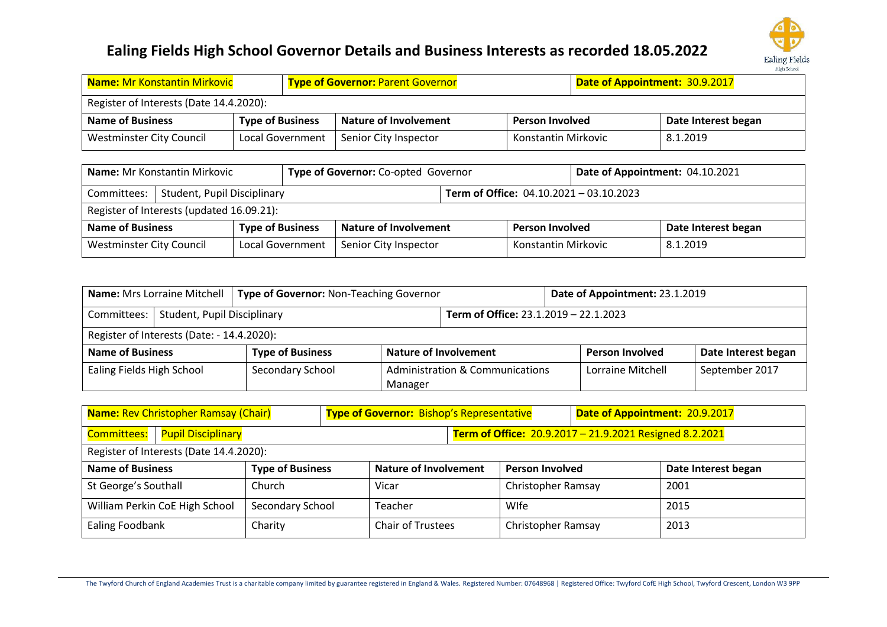# Ealing Fields High School Governor Details and Business Interests as recorded 18.05.2022

| **Name:** Mr Konstantin Mirkovic | | **Type of Governor:** Parent Governor | | **Date of Appointment:** 30.9.2017 |
|---|---|---|---|---|
| Register of Interests (Date 14.4.2020): | | | | |
| **Name of Business** | **Type of Business** | **Nature of Involvement** | **Person Involved** | **Date Interest began** |
| Westminster City Council | Local Government | Senior City Inspector | Konstantin Mirkovic | 8.1.2019 |

| **Name:** Mr Konstantin Mirkovic | | **Type of Governor:** Co-opted Governor | | **Date of Appointment:** 04.10.2021 |
|---|---|---|---|---|
| Committees: | Student, Pupil Disciplinary | | **Term of Office:** 04.10.2021 – 03.10.2023 | |
| Register of Interests (updated 16.09.21): | | | | |
| **Name of Business** | **Type of Business** | **Nature of Involvement** | **Person Involved** | **Date Interest began** |
| Westminster City Council | Local Government | Senior City Inspector | Konstantin Mirkovic | 8.1.2019 |

| **Name:** Mrs Lorraine Mitchell | | **Type of Governor:** Non-Teaching Governor | | **Date of Appointment:** 23.1.2019 |
|---|---|---|---|---|
| Committees: | Student, Pupil Disciplinary | | **Term of Office:** 23.1.2019 – 22.1.2023 | |
| Register of Interests (Date: - 14.4.2020): | | | | |
| **Name of Business** | **Type of Business** | **Nature of Involvement** | **Person Involved** | **Date Interest began** |
| Ealing Fields High School | Secondary School | Administration & Communications Manager | Lorraine Mitchell | September 2017 |

| **Name:** Rev Christopher Ramsay (Chair) | | **Type of Governor:** Bishop's Representative | | **Date of Appointment:** 20.9.2017 |
|---|---|---|---|---|
| Committees: | Pupil Disciplinary | | **Term of Office:** 20.9.2017 – 21.9.2021 Resigned 8.2.2021 | |
| Register of Interests (Date 14.4.2020): | | | | |
| **Name of Business** | **Type of Business** | **Nature of Involvement** | **Person Involved** | **Date Interest began** |
| St George's Southall | Church | Vicar | Christopher Ramsay | 2001 |
| William Perkin CoE High School | Secondary School | Teacher | WIfe | 2015 |
| Ealing Foodbank | Charity | Chair of Trustees | Christopher Ramsay | 2013 |

The Twyford Church of England Academies Trust is a charitable company limited by guarantee registered in England & Wales. Registered Number: 07648968 | Registered Office: Twyford CofE High School, Twyford Crescent, London W3 9PP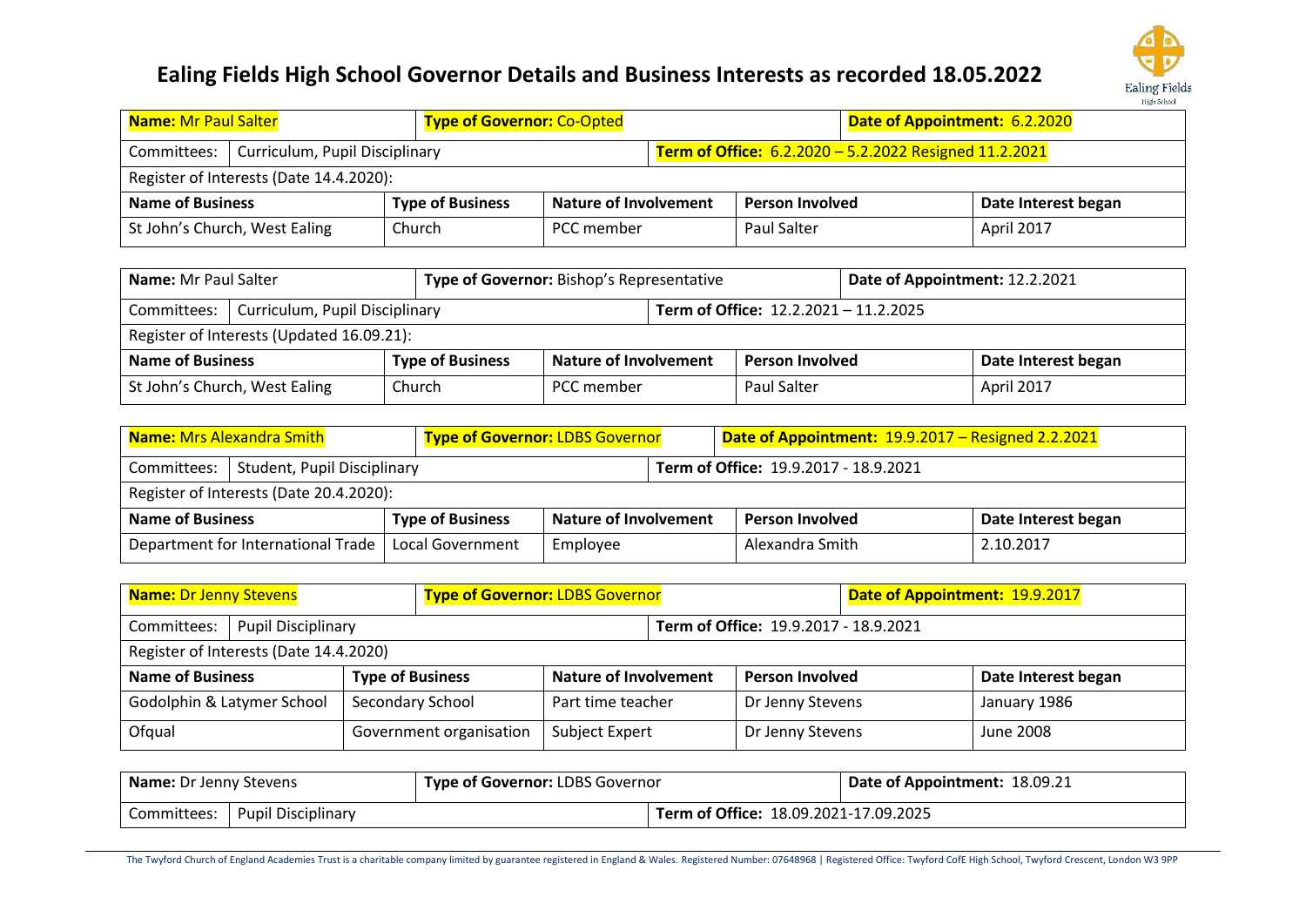# Ealing Fields High School Governor Details and Business Interests as recorded 18.05.2022

| **Name:** Mr Paul Salter | | **Type of Governor:** Co-Opted | | | **Date of Appointment:** 6.2.2020 |
|---|---|---|---|---|---|
| Committees: | Curriculum, Pupil Disciplinary | | **Term of Office:** 6.2.2020 – 5.2.2022 Resigned 11.2.2021 | | |
| Register of Interests (Date 14.4.2020): | | | | | |
| **Name of Business** | | **Type of Business** | **Nature of Involvement** | **Person Involved** | **Date Interest began** |
| St John's Church, West Ealing | | Church | PCC member | Paul Salter | April 2017 |

| **Name:** Mr Paul Salter | | **Type of Governor:** Bishop's Representative | | | **Date of Appointment:** 12.2.2021 |
|---|---|---|---|---|---|
| Committees: | Curriculum, Pupil Disciplinary | | **Term of Office:** 12.2.2021 – 11.2.2025 | | |
| Register of Interests (Updated 16.09.21): | | | | | |
| **Name of Business** | | **Type of Business** | **Nature of Involvement** | **Person Involved** | **Date Interest began** |
| St John's Church, West Ealing | | Church | PCC member | Paul Salter | April 2017 |

| **Name:** Mrs Alexandra Smith | | **Type of Governor:** LDBS Governor | | **Date of Appointment:** 19.9.2017 – Resigned 2.2.2021 | |
|---|---|---|---|---|---|
| Committees: | Student, Pupil Disciplinary | | **Term of Office:** 19.9.2017 - 18.9.2021 | | |
| Register of Interests (Date 20.4.2020): | | | | | |
| **Name of Business** | | **Type of Business** | **Nature of Involvement** | **Person Involved** | **Date Interest began** |
| Department for International Trade | | Local Government | Employee | Alexandra Smith | 2.10.2017 |

| **Name:** Dr Jenny Stevens | | **Type of Governor:** LDBS Governor | | | **Date of Appointment:** 19.9.2017 |
|---|---|---|---|---|---|
| Committees: | Pupil Disciplinary | | **Term of Office:** 19.9.2017 - 18.9.2021 | | |
| Register of Interests (Date 14.4.2020) | | | | | |
| **Name of Business** | | **Type of Business** | **Nature of Involvement** | **Person Involved** | **Date Interest began** |
| Godolphin & Latymer School | | Secondary School | Part time teacher | Dr Jenny Stevens | January 1986 |
| Ofqual | | Government organisation | Subject Expert | Dr Jenny Stevens | June 2008 |

| **Name:** Dr Jenny Stevens | | **Type of Governor:** LDBS Governor | **Date of Appointment:** 18.09.21 |
|---|---|---|---|
| Committees: | Pupil Disciplinary | **Term of Office:** 18.09.2021-17.09.2025 | |

The Twyford Church of England Academies Trust is a charitable company limited by guarantee registered in England & Wales. Registered Number: 07648968 | Registered Office: Twyford CofE High School, Twyford Crescent, London W3 9PP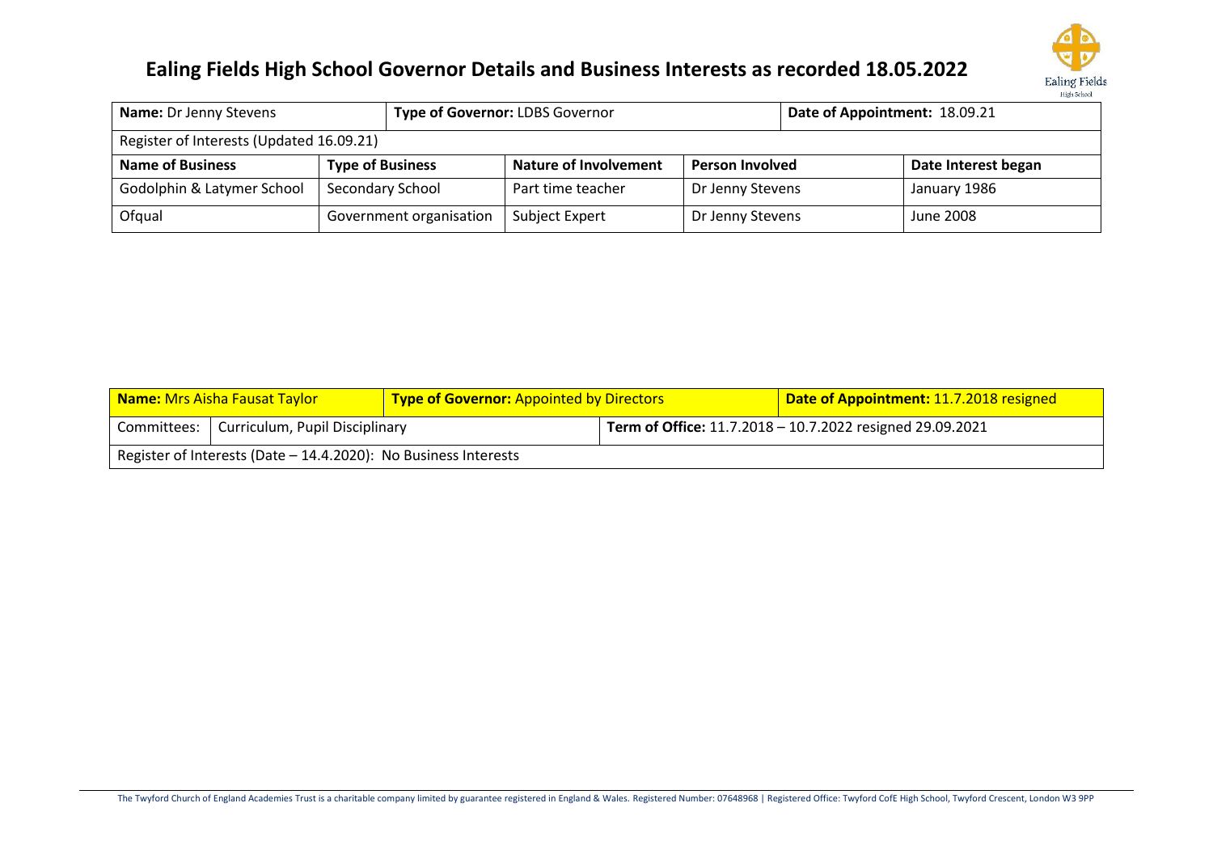# Ealing Fields High School Governor Details and Business Interests as recorded 18.05.2022

| | | | | |
|---|---|---|---|---|
| **Name:** Dr Jenny Stevens | **Type of Governor:** LDBS Governor | | **Date of Appointment:** 18.09.21 | |
| Register of Interests (Updated 16.09.21) | | | | |
| **Name of Business** | **Type of Business** | **Nature of Involvement** | **Person Involved** | **Date Interest began** |
| Godolphin & Latymer School | Secondary School | Part time teacher | Dr Jenny Stevens | January 1986 |
| Ofqual | Government organisation | Subject Expert | Dr Jenny Stevens | June 2008 |

| | | |
|---|---|---|
| **Name:** Mrs Aisha Fausat Taylor | **Type of Governor:** Appointed by Directors | **Date of Appointment:** 11.7.2018 resigned |
| Committees: Curriculum, Pupil Disciplinary | | **Term of Office:** 11.7.2018 – 10.7.2022 resigned 29.09.2021 |
| Register of Interests (Date – 14.4.2020): No Business Interests | | |